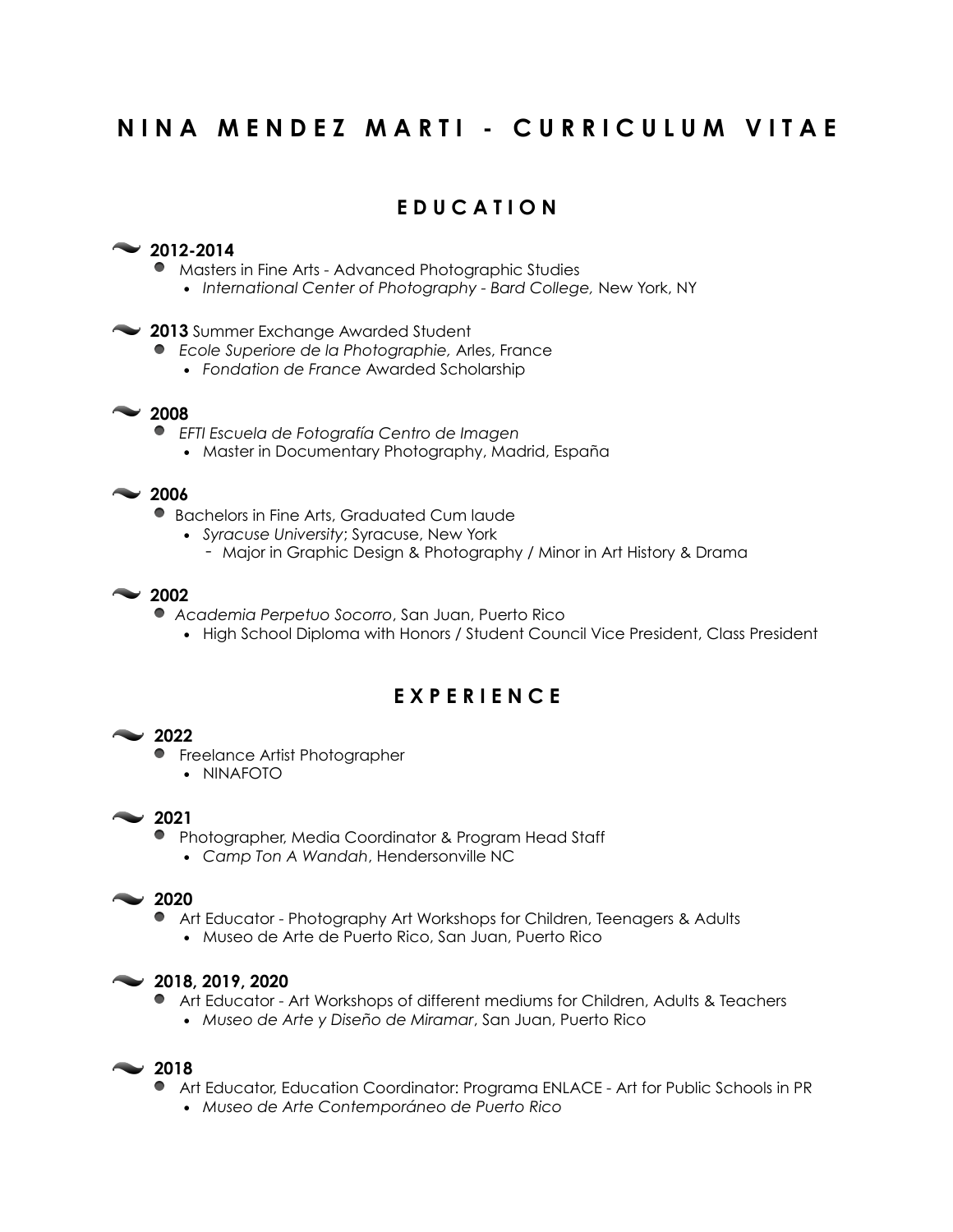# NINA MENDEZ MARTI - CURRICULUM VITAE

## EDUCATION

**2012-2014**

- Masters in Fine Arts - Advanced Photographic Studies
  - *International Center of Photography - Bard College,* New York, NY

**2013** Summer Exchange Awarded Student

- *Ecole Superiore de la Photographie,* Arles, France
  - *Fondation de France* Awarded Scholarship

**2008**

- *EFTI Escuela de Fotografía Centro de Imagen*
  - Master in Documentary Photography, Madrid, España

**2006**

- Bachelors in Fine Arts, Graduated Cum laude
  - *Syracuse University*; Syracuse, New York
    - Major in Graphic Design & Photography / Minor in Art History & Drama

**2002**

- *Academia Perpetuo Socorro*, San Juan, Puerto Rico
  - High School Diploma with Honors / Student Council Vice President, Class President

## EXPERIENCE

**2022**

- Freelance Artist Photographer
  - NINAFOTO

**2021**

- Photographer, Media Coordinator & Program Head Staff
  - *Camp Ton A Wandah*, Hendersonville NC

**2020**

- Art Educator - Photography Art Workshops for Children, Teenagers & Adults
  - Museo de Arte de Puerto Rico, San Juan, Puerto Rico

**2018, 2019, 2020**

- Art Educator - Art Workshops of different mediums for Children, Adults & Teachers
  - *Museo de Arte y Diseño de Miramar*, San Juan, Puerto Rico

**2018**

- Art Educator, Education Coordinator: Programa ENLACE - Art for Public Schools in PR
  - *Museo de Arte Contemporáneo de Puerto Rico*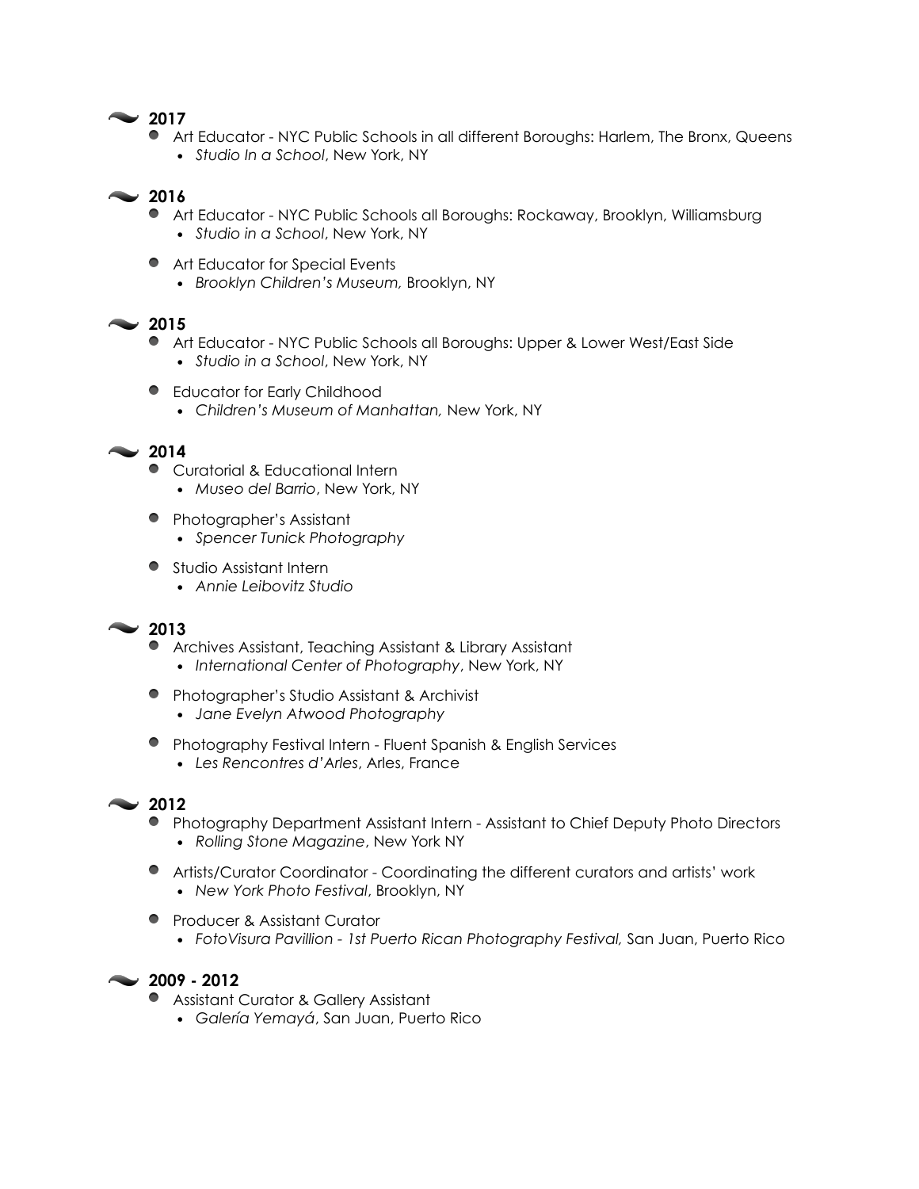## 2017

- Art Educator - NYC Public Schools in all different Boroughs: Harlem, The Bronx, Queens
  - *Studio In a School*, New York, NY

## 2016

- Art Educator - NYC Public Schools all Boroughs: Rockaway, Brooklyn, Williamsburg
  - *Studio in a School*, New York, NY
- Art Educator for Special Events
  - *Brooklyn Children's Museum,* Brooklyn, NY

## 2015

- Art Educator - NYC Public Schools all Boroughs: Upper & Lower West/East Side
  - *Studio in a School*, New York, NY
- Educator for Early Childhood
  - *Children's Museum of Manhattan,* New York, NY

## 2014

- Curatorial & Educational Intern
  - *Museo del Barrio*, New York, NY
- Photographer's Assistant
  - *Spencer Tunick Photography*
- Studio Assistant Intern
  - *Annie Leibovitz Studio*

## 2013

- Archives Assistant, Teaching Assistant & Library Assistant
  - *International Center of Photography*, New York, NY
- Photographer's Studio Assistant & Archivist
  - *Jane Evelyn Atwood Photography*
- Photography Festival Intern - Fluent Spanish & English Services
  - *Les Rencontres d'Arles*, Arles, France

## 2012

- Photography Department Assistant Intern - Assistant to Chief Deputy Photo Directors
  - *Rolling Stone Magazine*, New York NY
- Artists/Curator Coordinator - Coordinating the different curators and artists' work
  - *New York Photo Festival*, Brooklyn, NY
- Producer & Assistant Curator
  - *FotoVisura Pavillion - 1st Puerto Rican Photography Festival,* San Juan, Puerto Rico

## 2009 - 2012

- Assistant Curator & Gallery Assistant
  - *Galería Yemayá*, San Juan, Puerto Rico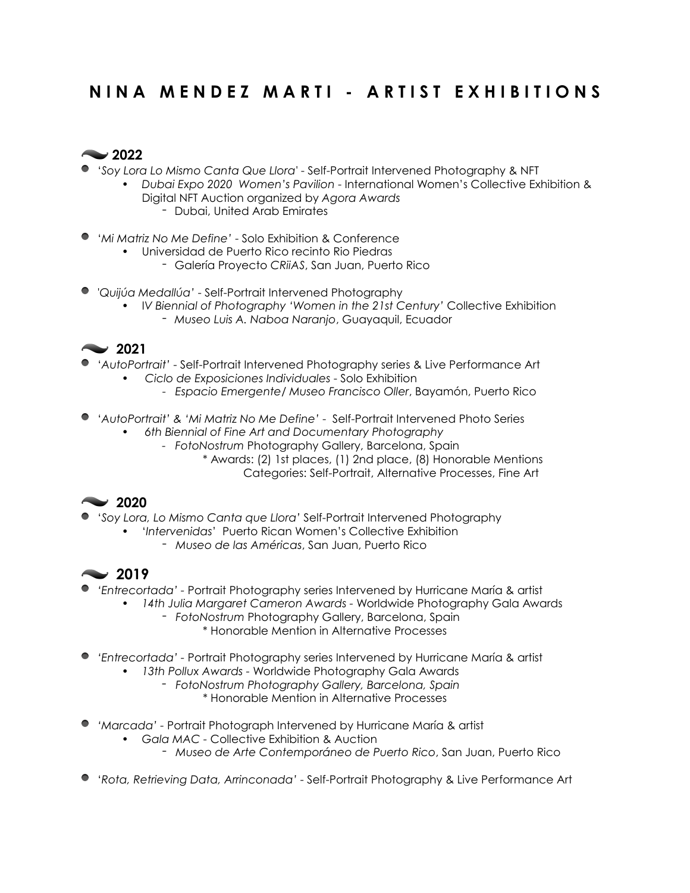# N I N A  M E N D E Z  M A R T I  -  A R T I S T  E X H I B I T I O N S

## 2022

- '*Soy Lora Lo Mismo Canta Que Llora*' - Self-Portrait Intervened Photography & NFT
  - *Dubai Expo 2020 Women's Pavilion* - International Women's Collective Exhibition & Digital NFT Auction organized by *Agora Awards*
    - Dubai, United Arab Emirates

- '*Mi Matriz No Me Define*' - Solo Exhibition & Conference
  - Universidad de Puerto Rico recinto Rio Piedras
    - Galería Proyecto *CRiiAS*, San Juan, Puerto Rico

- '*Quijúa Medallúa*' - Self-Portrait Intervened Photography
  - I*V Biennial of Photography 'Women in the 21st Century'* Collective Exhibition
    - *Museo Luis A. Naboa Naranjo*, Guayaquil, Ecuador

## 2021

- '*AutoPortrait*' - Self-Portrait Intervened Photography series & Live Performance Art
  - *Ciclo de Exposiciones Individuales* - Solo Exhibition
    - *Espacio Emergente/ Museo Francisco Oller*, Bayamón, Puerto Rico

- '*AutoPortrait*' & '*Mi Matriz No Me Define*' - Self-Portrait Intervened Photo Series
  - *6th Biennial of Fine Art and Documentary Photography*
    - *FotoNostrum* Photography Gallery, Barcelona, Spain
      - * Awards: (2) 1st places, (1) 2nd place, (8) Honorable Mentions
        Categories: Self-Portrait, Alternative Processes, Fine Art

## 2020

- '*Soy Lora, Lo Mismo Canta que Llora*' Self-Portrait Intervened Photography
  - '*Intervenidas*' Puerto Rican Women's Collective Exhibition
    - *Museo de las Américas*, San Juan, Puerto Rico

## 2019

- '*Entrecortada*' - Portrait Photography series Intervened by Hurricane María & artist
  - *14th Julia Margaret Cameron Awards* - Worldwide Photography Gala Awards
    - *FotoNostrum* Photography Gallery, Barcelona, Spain
      - * Honorable Mention in Alternative Processes

- '*Entrecortada*' - Portrait Photography series Intervened by Hurricane María & artist
  - *13th Pollux Awards* - Worldwide Photography Gala Awards
    - *FotoNostrum Photography Gallery, Barcelona, Spain*
      - * Honorable Mention in Alternative Processes

- '*Marcada*' - Portrait Photograph Intervened by Hurricane María & artist
  - *Gala MAC* - Collective Exhibition & Auction
    - *Museo de Arte Contemporáneo de Puerto Rico*, San Juan, Puerto Rico

- '*Rota, Retrieving Data, Arrinconada*' - Self-Portrait Photography & Live Performance Art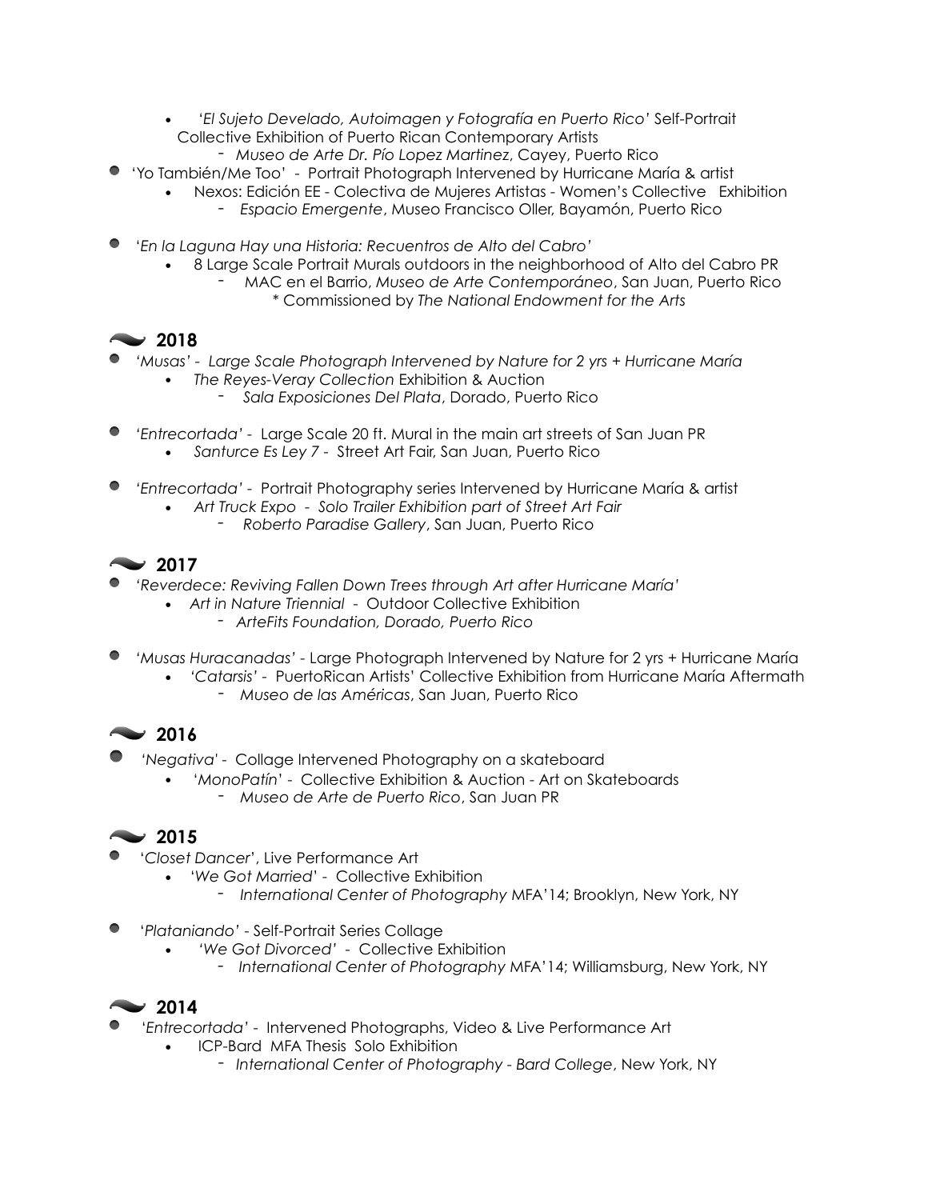- *'El Sujeto Develado, Autoimagen y Fotografía en Puerto Rico'* Self-Portrait Collective Exhibition of Puerto Rican Contemporary Artists
  - *Museo de Arte Dr. Pío Lopez Martinez*, Cayey, Puerto Rico

- 'Yo También/Me Too' - Portrait Photograph Intervened by Hurricane María & artist
  - Nexos: Edición EE - Colectiva de Mujeres Artistas - Women's Collective Exhibition
    - *Espacio Emergente*, Museo Francisco Oller, Bayamón, Puerto Rico

- '*En la Laguna Hay una Historia: Recuentros de Alto del Cabro'*
  - 8 Large Scale Portrait Murals outdoors in the neighborhood of Alto del Cabro PR
    - MAC en el Barrio, *Museo de Arte Contemporáneo*, San Juan, Puerto Rico
      - \* Commissioned by *The National Endowment for the Arts*

## 2018

- *'Musas' - Large Scale Photograph Intervened by Nature for 2 yrs + Hurricane María*
  - *The Reyes-Veray Collection* Exhibition & Auction
    - *Sala Exposiciones Del Plata*, Dorado, Puerto Rico

- '*Entrecortada'* - Large Scale 20 ft. Mural in the main art streets of San Juan PR
  - *Santurce Es Ley 7* - Street Art Fair, San Juan, Puerto Rico

- '*Entrecortada'* - Portrait Photography series Intervened by Hurricane María & artist
  - *Art Truck Expo - Solo Trailer Exhibition part of Street Art Fair*
    - *Roberto Paradise Gallery*, San Juan, Puerto Rico

## 2017

- '*Reverdece: Reviving Fallen Down Trees through Art after Hurricane María'*
  - *Art in Nature Triennial* - Outdoor Collective Exhibition
    - *ArteFits Foundation, Dorado, Puerto Rico*

- '*Musas Huracanadas'* - Large Photograph Intervened by Nature for 2 yrs + Hurricane María
  - '*Catarsis'* - PuertoRican Artists' Collective Exhibition from Hurricane María Aftermath
    - *Museo de las Américas*, San Juan, Puerto Rico

## 2016

- '*Negativa'* - Collage Intervened Photography on a skateboard
  - '*MonoPatín'* - Collective Exhibition & Auction - Art on Skateboards
    - *Museo de Arte de Puerto Rico*, San Juan PR

## 2015

- '*Closet Dancer*', Live Performance Art
  - '*We Got Married'* - Collective Exhibition
    - *International Center of Photography* MFA'14; Brooklyn, New York, NY

- '*Plataniando'* - Self-Portrait Series Collage
  - *'We Got Divorced'* - Collective Exhibition
    - *International Center of Photography* MFA'14; Williamsburg, New York, NY

## 2014

- '*Entrecortada'* - Intervened Photographs, Video & Live Performance Art
  - ICP-Bard MFA Thesis Solo Exhibition
    - *International Center of Photography - Bard College*, New York, NY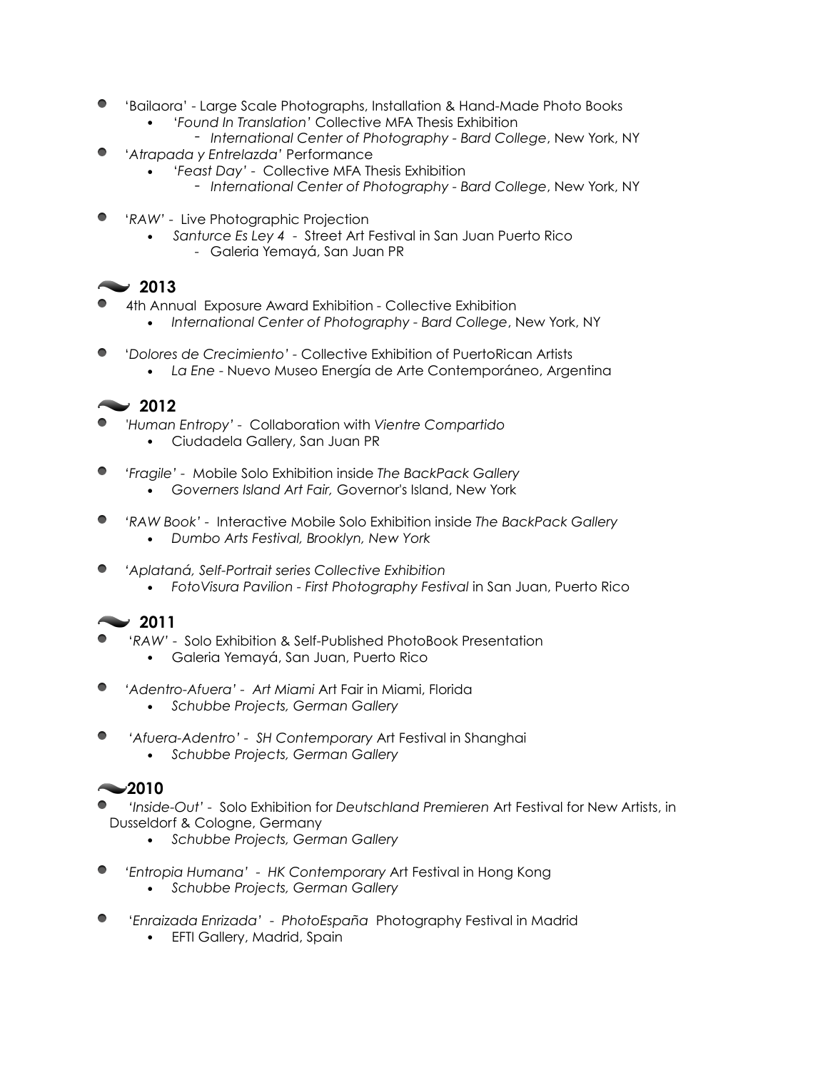- 'Bailaora' - Large Scale Photographs, Installation & Hand-Made Photo Books
  - *'Found In Translation'* Collective MFA Thesis Exhibition
    - *International Center of Photography - Bard College*, New York, NY
- '*Atrapada y Entrelazda'* Performance
  - *'Feast Day'* - Collective MFA Thesis Exhibition
    - *International Center of Photography - Bard College*, New York, NY
- '*RAW'* - Live Photographic Projection
  - *Santurce Es Ley 4* - Street Art Festival in San Juan Puerto Rico
    - Galeria Yemayá, San Juan PR

## 2013

- 4th Annual Exposure Award Exhibition - Collective Exhibition
  - *International Center of Photography - Bard College*, New York, NY
- '*Dolores de Crecimiento'* - Collective Exhibition of PuertoRican Artists
  - *La Ene* - Nuevo Museo Energía de Arte Contemporáneo, Argentina

## 2012

- *'Human Entropy'* - Collaboration with *Vientre Compartido*
  - Ciudadela Gallery, San Juan PR
- *'Fragile'* - Mobile Solo Exhibition inside *The BackPack Gallery*
  - *Governers Island Art Fair, G*overnor's Island, New York
- *'RAW Book'* - Interactive Mobile Solo Exhibition inside *The BackPack Gallery*
  - *Dumbo Arts Festival, Brooklyn, New York*
- '*Aplataná, Self-Portrait series Collective Exhibition*
  - *FotoVisura Pavilion - First Photography Festival* in San Juan, Puerto Rico

## 2011

- '*RAW'* - Solo Exhibition & Self-Published PhotoBook Presentation
  - Galeria Yemayá, San Juan, Puerto Rico
- '*Adentro-Afuera'* - *Art Miami* Art Fair in Miami, Florida
  - *Schubbe Projects, German Gallery*
- *'Afuera-Adentro'* - *SH Contemporary* Art Festival in Shanghai
  - *Schubbe Projects, German Gallery*

## 2010

- *'Inside-Out'* - Solo Exhibition for *Deutschland Premieren* Art Festival for New Artists, in Dusseldorf & Cologne, Germany
  - *Schubbe Projects, German Gallery*
- *'Entropia Humana'* - *HK Contemporary* Art Festival in Hong Kong
  - *Schubbe Projects, German Gallery*
- '*Enraizada Enrizada'* - *PhotoEspaña* Photography Festival in Madrid
  - EFTI Gallery, Madrid, Spain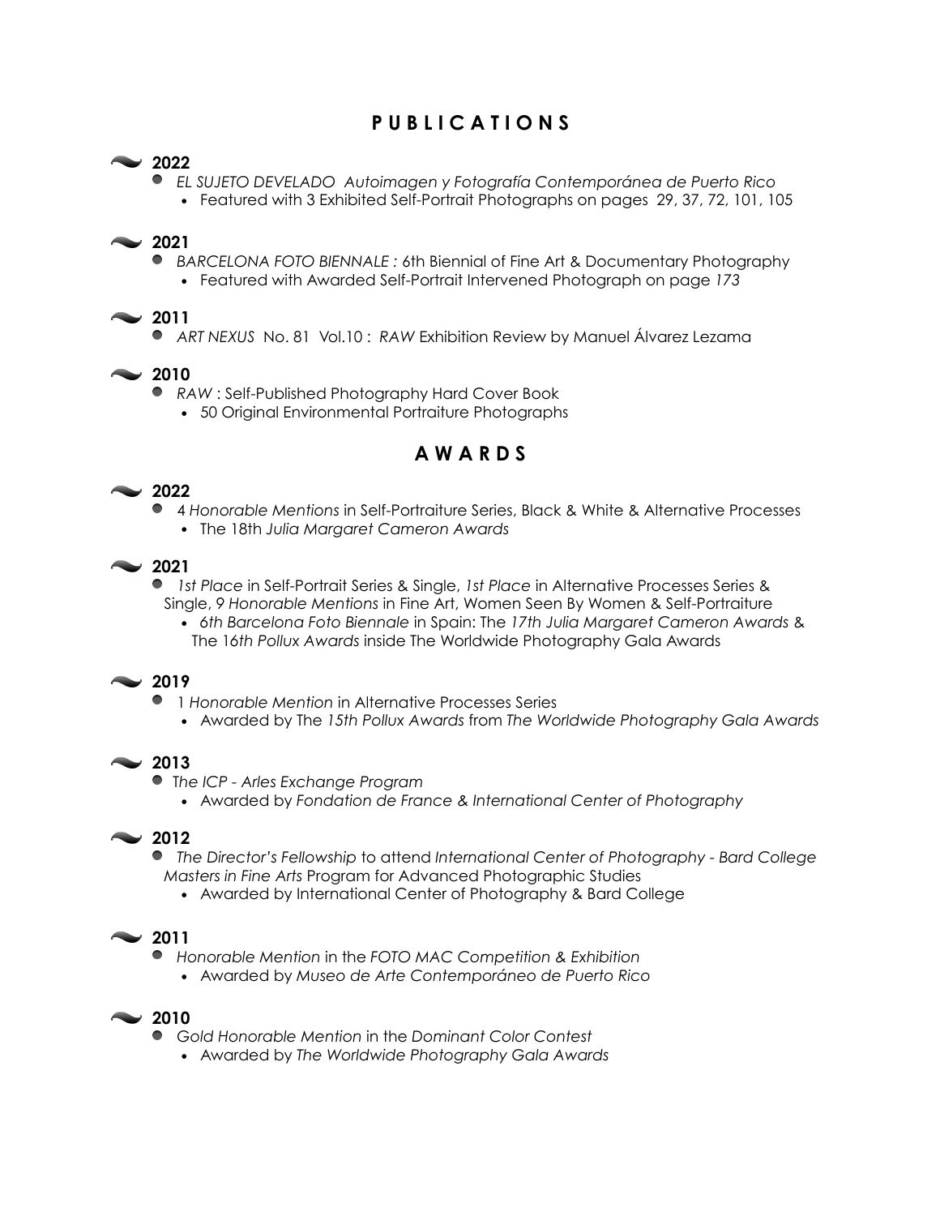## P U B L I C A T I O N S

### 2022

- *EL SUJETO DEVELADO Autoimagen y Fotografía Contemporánea de Puerto Rico*
  - Featured with 3 Exhibited Self-Portrait Photographs on pages 29, 37, 72, 101, 105

### 2021

- *BARCELONA FOTO BIENNALE :* 6th Biennial of Fine Art & Documentary Photography
  - Featured with Awarded Self-Portrait Intervened Photograph on page *173*

### 2011

- *ART NEXUS* No. 81 Vol.10 : *RAW* Exhibition Review by Manuel Álvarez Lezama

### 2010

- *RAW* : Self-Published Photography Hard Cover Book
  - 50 Original Environmental Portraiture Photographs

## A W A R D S

### 2022

- 4 *Honorable Mentions* in Self-Portraiture Series, Black & White & Alternative Processes
  - The 18th *Julia Margaret Cameron Awards*

### 2021

- *1st Place* in Self-Portrait Series & Single, *1st Place* in Alternative Processes Series & Single, *9 Honorable Mentions* in Fine Art, Women Seen By Women & Self-Portraiture
  - *6th Barcelona Foto Biennale* in Spain: The *17th Julia Margaret Cameron Awards* & The 16*th Pollux Awards* inside The Worldwide Photography Gala Awards

### 2019

- 1 *Honorable Mention* in Alternative Processes Series
  - Awarded by The *15th Pollux Awards* from *The Worldwide Photography Gala Awards*

### 2013

- T*he ICP - Arles Exchange Program*
  - Awarded by *Fondation de France & International Center of Photography*

### 2012

- *The Director's Fellowship* to attend *International Center of Photography - Bard College Masters in Fine Arts* Program for Advanced Photographic Studies
  - Awarded by International Center of Photography & Bard College

### 2011

- *Honorable Mention* in the *FOTO MAC Competition & Exhibition*
  - Awarded by *Museo de Arte Contemporáneo de Puerto Rico*

### 2010

- *Gold Honorable Mention* in the *Dominant Color Contest*
  - Awarded by *The Worldwide Photography Gala Awards*